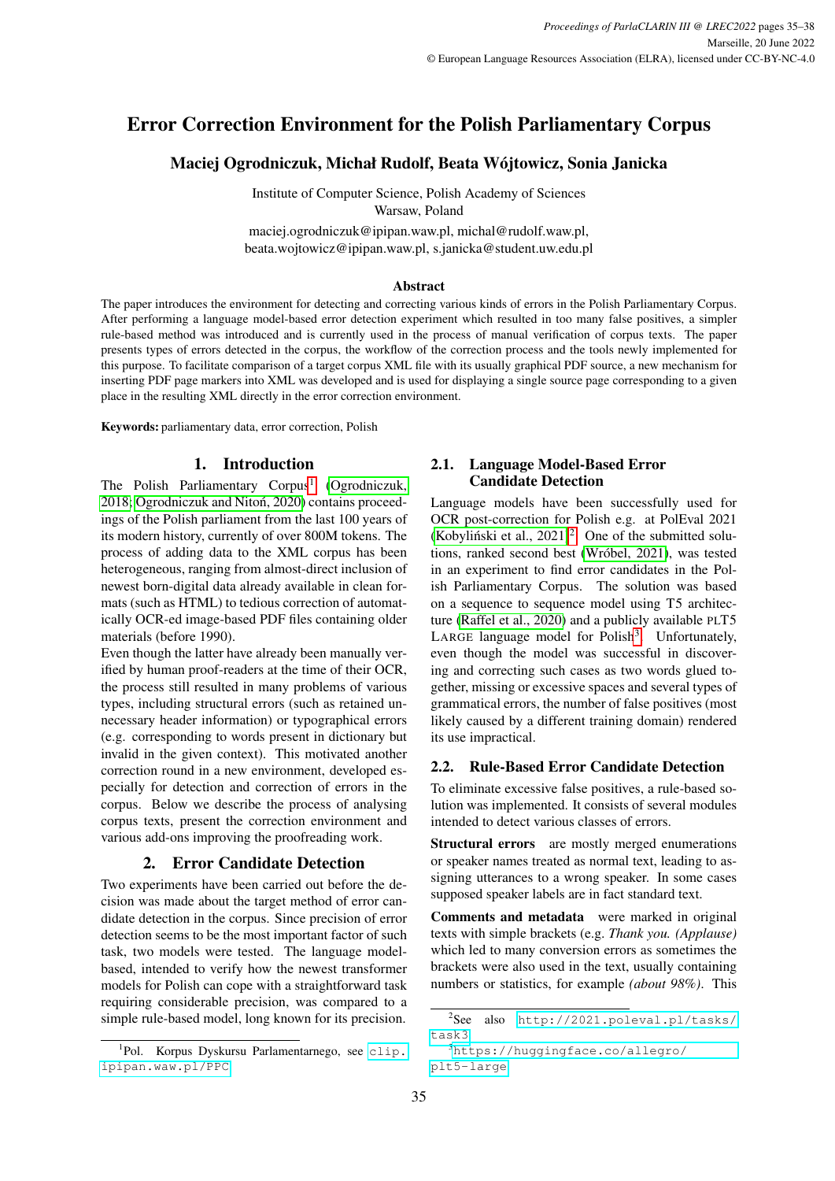# Error Correction Environment for the Polish Parliamentary Corpus

**Maciej Ogrodniczuk, Michał Rudolf, Beata Wójtowicz, Sonia Janicka**

Institute of Computer Science, Polish Academy of Sciences
Warsaw, Poland

maciej.ogrodniczuk@ipipan.waw.pl, michal@rudolf.waw.pl,
beata.wojtowicz@ipipan.waw.pl, s.janicka@student.uw.edu.pl

### Abstract

The paper introduces the environment for detecting and correcting various kinds of errors in the Polish Parliamentary Corpus. After performing a language model-based error detection experiment which resulted in too many false positives, a simpler rule-based method was introduced and is currently used in the process of manual verification of corpus texts. The paper presents types of errors detected in the corpus, the workflow of the correction process and the tools newly implemented for this purpose. To facilitate comparison of a target corpus XML file with its usually graphical PDF source, a new mechanism for inserting PDF page markers into XML was developed and is used for displaying a single source page corresponding to a given place in the resulting XML directly in the error correction environment.

**Keywords:** parliamentary data, error correction, Polish

## 1. Introduction

The Polish Parliamentary Corpus[1] (Ogrodniczuk, 2018; Ogrodniczuk and Nitoń, 2020) contains proceedings of the Polish parliament from the last 100 years of its modern history, currently of over 800M tokens. The process of adding data to the XML corpus has been heterogeneous, ranging from almost-direct inclusion of newest born-digital data already available in clean formats (such as HTML) to tedious correction of automatically OCR-ed image-based PDF files containing older materials (before 1990).

Even though the latter have already been manually verified by human proof-readers at the time of their OCR, the process still resulted in many problems of various types, including structural errors (such as retained unnecessary header information) or typographical errors (e.g. corresponding to words present in dictionary but invalid in the given context). This motivated another correction round in a new environment, developed especially for detection and correction of errors in the corpus. Below we describe the process of analysing corpus texts, present the correction environment and various add-ons improving the proofreading work.

## 2. Error Candidate Detection

Two experiments have been carried out before the decision was made about the target method of error candidate detection in the corpus. Since precision of error detection seems to be the most important factor of such task, two models were tested. The language model-based, intended to verify how the newest transformer models for Polish can cope with a straightforward task requiring considerable precision, was compared to a simple rule-based model, long known for its precision.

### 2.1. Language Model-Based Error Candidate Detection

Language models have been successfully used for OCR post-correction for Polish e.g. at PolEval 2021 (Kobyliński et al., 2021)[2]. One of the submitted solutions, ranked second best (Wróbel, 2021), was tested in an experiment to find error candidates in the Polish Parliamentary Corpus. The solution was based on a sequence to sequence model using T5 architecture (Raffel et al., 2020) and a publicly available PLT5 LARGE language model for Polish[3]. Unfortunately, even though the model was successful in discovering and correcting such cases as two words glued together, missing or excessive spaces and several types of grammatical errors, the number of false positives (most likely caused by a different training domain) rendered its use impractical.

### 2.2. Rule-Based Error Candidate Detection

To eliminate excessive false positives, a rule-based solution was implemented. It consists of several modules intended to detect various classes of errors.

**Structural errors** are mostly merged enumerations or speaker names treated as normal text, leading to assigning utterances to a wrong speaker. In some cases supposed speaker labels are in fact standard text.

**Comments and metadata** were marked in original texts with simple brackets (e.g. *Thank you. (Applause)* which led to many conversion errors as sometimes the brackets were also used in the text, usually containing numbers or statistics, for example *(about 98%)*. This

[1] Pol. Korpus Dyskursu Parlamentarnego, see clip.ipipan.waw.pl/PPC

[2] See also http://2021.poleval.pl/tasks/task3

[3] https://huggingface.co/allegro/plt5-large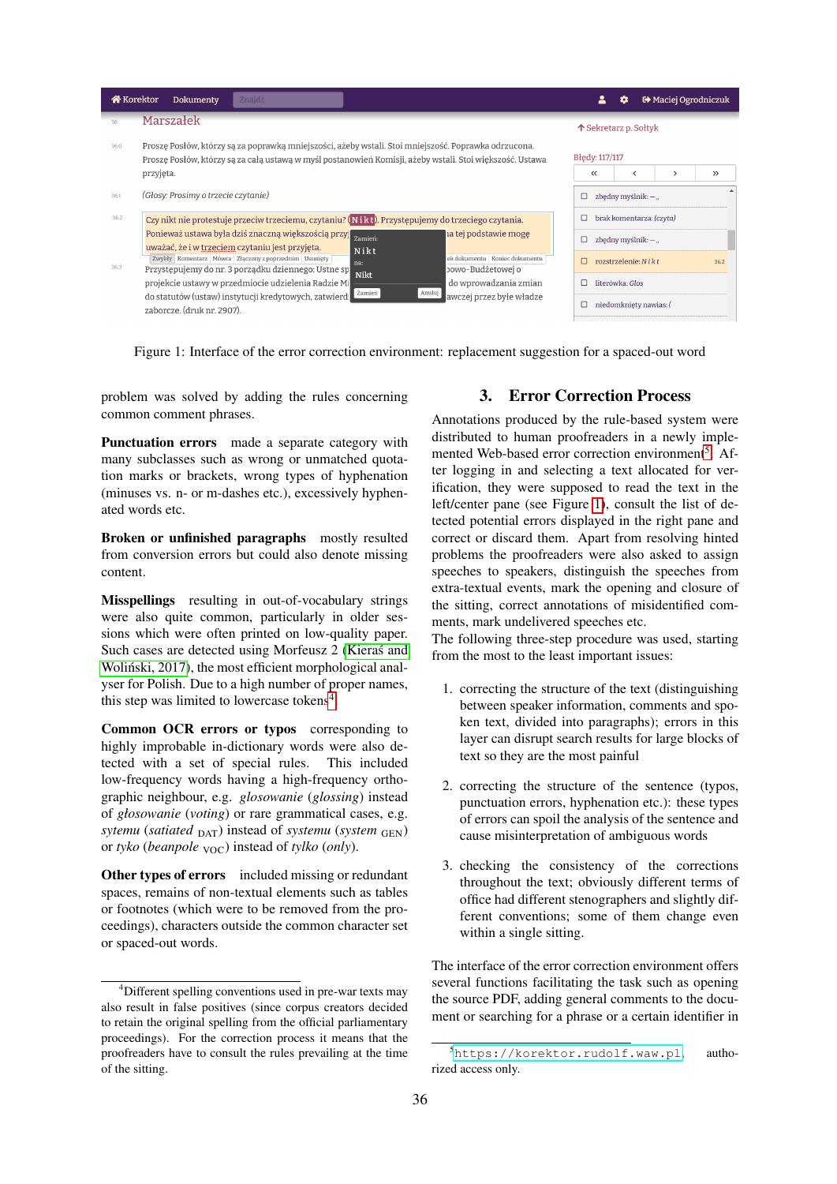Figure 1: Interface of the error correction environment: replacement suggestion for a spaced-out word

problem was solved by adding the rules concerning common comment phrases.

**Punctuation errors** made a separate category with many subclasses such as wrong or unmatched quotation marks or brackets, wrong types of hyphenation (minuses vs. n- or m-dashes etc.), excessively hyphenated words etc.

**Broken or unfinished paragraphs** mostly resulted from conversion errors but could also denote missing content.

**Misspellings** resulting in out-of-vocabulary strings were also quite common, particularly in older sessions which were often printed on low-quality paper. Such cases are detected using Morfeusz 2 (Kieraś and Woliński, 2017), the most efficient morphological analyser for Polish. Due to a high number of proper names, this step was limited to lowercase tokens[4].

**Common OCR errors or typos** corresponding to highly improbable in-dictionary words were also detected with a set of special rules. This included low-frequency words having a high-frequency orthographic neighbour, e.g. *glosowanie* (*glossing*) instead of *głosowanie* (*voting*) or rare grammatical cases, e.g. *sytemu* (*satiated* $_{\text{DAT}}$) instead of *systemu* (*system* $_{\text{GEN}}$) or *tyko* (*beanpole* $_{\text{VOC}}$) instead of *tylko* (*only*).

**Other types of errors** included missing or redundant spaces, remains of non-textual elements such as tables or footnotes (which were to be removed from the proceedings), characters outside the common character set or spaced-out words.

[4] Different spelling conventions used in pre-war texts may also result in false positives (since corpus creators decided to retain the original spelling from the official parliamentary proceedings). For the correction process it means that the proofreaders have to consult the rules prevailing at the time of the sitting.

## 3. Error Correction Process

Annotations produced by the rule-based system were distributed to human proofreaders in a newly implemented Web-based error correction environment[5]. After logging in and selecting a text allocated for verification, they were supposed to read the text in the left/center pane (see Figure 1), consult the list of detected potential errors displayed in the right pane and correct or discard them. Apart from resolving hinted problems the proofreaders were also asked to assign speeches to speakers, distinguish the speeches from extra-textual events, mark the opening and closure of the sitting, correct annotations of misidentified comments, mark undelivered speeches etc.
The following three-step procedure was used, starting from the most to the least important issues:

1. correcting the structure of the text (distinguishing between speaker information, comments and spoken text, divided into paragraphs); errors in this layer can disrupt search results for large blocks of text so they are the most painful

2. correcting the structure of the sentence (typos, punctuation errors, hyphenation etc.): these types of errors can spoil the analysis of the sentence and cause misinterpretation of ambiguous words

3. checking the consistency of the corrections throughout the text; obviously different terms of office had different stenographers and slightly different conventions; some of them change even within a single sitting.

The interface of the error correction environment offers several functions facilitating the task such as opening the source PDF, adding general comments to the document or searching for a phrase or a certain identifier in

[5] https://korektor.rudolf.waw.pl, authorized access only.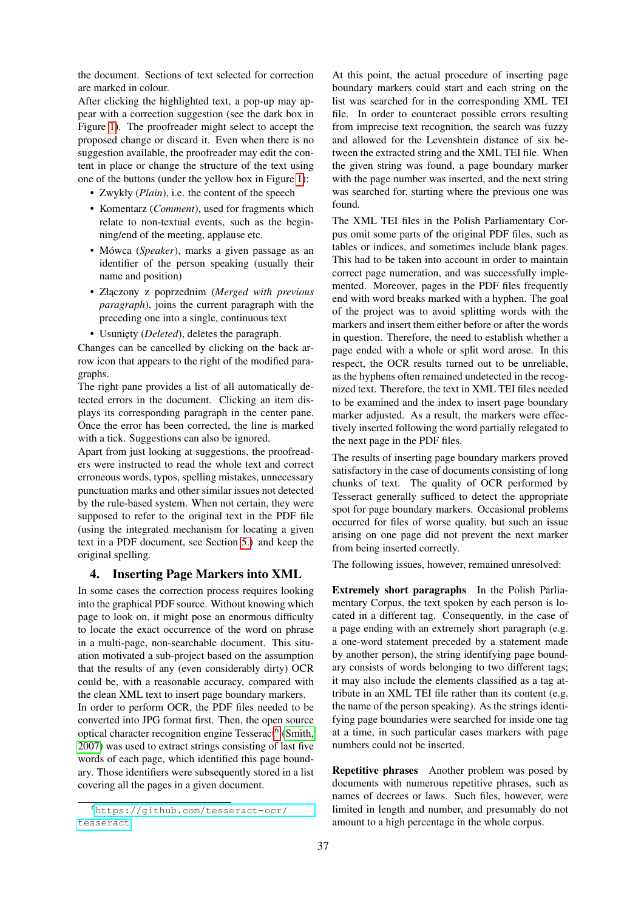the document. Sections of text selected for correction are marked in colour.

After clicking the highlighted text, a pop-up may appear with a correction suggestion (see the dark box in Figure 1). The proofreader might select to accept the proposed change or discard it. Even when there is no suggestion available, the proofreader may edit the content in place or change the structure of the text using one of the buttons (under the yellow box in Figure 1):

- Zwykły (*Plain*), i.e. the content of the speech
- Komentarz (*Comment*), used for fragments which relate to non-textual events, such as the beginning/end of the meeting, applause etc.
- Mówca (*Speaker*), marks a given passage as an identifier of the person speaking (usually their name and position)
- Złączony z poprzednim (*Merged with previous paragraph*), joins the current paragraph with the preceding one into a single, continuous text
- Usunięty (*Deleted*), deletes the paragraph.

Changes can be cancelled by clicking on the back arrow icon that appears to the right of the modified paragraphs.

The right pane provides a list of all automatically detected errors in the document. Clicking an item displays its corresponding paragraph in the center pane. Once the error has been corrected, the line is marked with a tick. Suggestions can also be ignored.

Apart from just looking at suggestions, the proofreaders were instructed to read the whole text and correct erroneous words, typos, spelling mistakes, unnecessary punctuation marks and other similar issues not detected by the rule-based system. When not certain, they were supposed to refer to the original text in the PDF file (using the integrated mechanism for locating a given text in a PDF document, see Section 5.) and keep the original spelling.

## 4. Inserting Page Markers into XML

In some cases the correction process requires looking into the graphical PDF source. Without knowing which page to look on, it might pose an enormous difficulty to locate the exact occurrence of the word on phrase in a multi-page, non-searchable document. This situation motivated a sub-project based on the assumption that the results of any (even considerably dirty) OCR could be, with a reasonable accuracy, compared with the clean XML text to insert page boundary markers.

In order to perform OCR, the PDF files needed to be converted into JPG format first. Then, the open source optical character recognition engine Tesseract[6] (Smith, 2007) was used to extract strings consisting of last five words of each page, which identified this page boundary. Those identifiers were subsequently stored in a list covering all the pages in a given document.

At this point, the actual procedure of inserting page boundary markers could start and each string on the list was searched for in the corresponding XML TEI file. In order to counteract possible errors resulting from imprecise text recognition, the search was fuzzy and allowed for the Levenshtein distance of six between the extracted string and the XML TEI file. When the given string was found, a page boundary marker with the page number was inserted, and the next string was searched for, starting where the previous one was found.

The XML TEI files in the Polish Parliamentary Corpus omit some parts of the original PDF files, such as tables or indices, and sometimes include blank pages. This had to be taken into account in order to maintain correct page numeration, and was successfully implemented. Moreover, pages in the PDF files frequently end with word breaks marked with a hyphen. The goal of the project was to avoid splitting words with the markers and insert them either before or after the words in question. Therefore, the need to establish whether a page ended with a whole or split word arose. In this respect, the OCR results turned out to be unreliable, as the hyphens often remained undetected in the recognized text. Therefore, the text in XML TEI files needed to be examined and the index to insert page boundary marker adjusted. As a result, the markers were effectively inserted following the word partially relegated to the next page in the PDF files.

The results of inserting page boundary markers proved satisfactory in the case of documents consisting of long chunks of text. The quality of OCR performed by Tesseract generally sufficed to detect the appropriate spot for page boundary markers. Occasional problems occurred for files of worse quality, but such an issue arising on one page did not prevent the next marker from being inserted correctly.

The following issues, however, remained unresolved:

**Extremely short paragraphs** In the Polish Parliamentary Corpus, the text spoken by each person is located in a different tag. Consequently, in the case of a page ending with an extremely short paragraph (e.g. a one-word statement preceded by a statement made by another person), the string identifying page boundary consists of words belonging to two different tags; it may also include the elements classified as a tag attribute in an XML TEI file rather than its content (e.g. the name of the person speaking). As the strings identifying page boundaries were searched for inside one tag at a time, in such particular cases markers with page numbers could not be inserted.

**Repetitive phrases** Another problem was posed by documents with numerous repetitive phrases, such as names of decrees or laws. Such files, however, were limited in length and number, and presumably do not amount to a high percentage in the whole corpus.

[6] https://github.com/tesseract-ocr/tesseract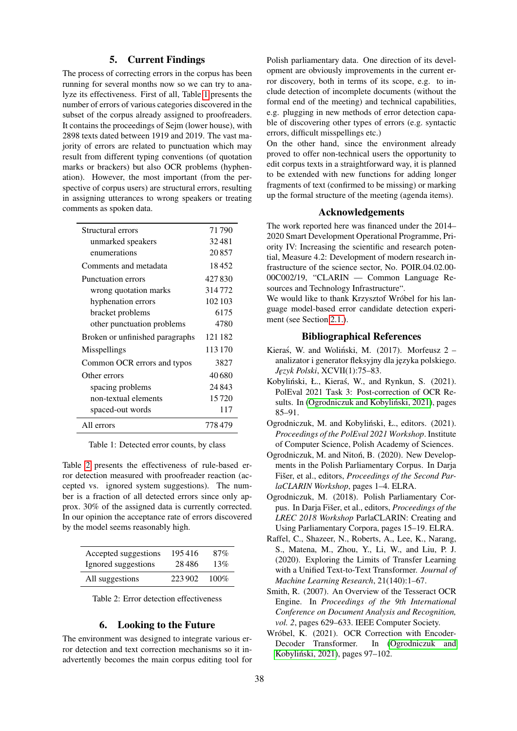## 5. Current Findings

The process of correcting errors in the corpus has been running for several months now so we can try to analyze its effectiveness. First of all, Table 1 presents the number of errors of various categories discovered in the subset of the corpus already assigned to proofreaders. It contains the proceedings of Sejm (lower house), with 2898 texts dated between 1919 and 2019. The vast majority of errors are related to punctuation which may result from different typing conventions (of quotation marks or brackers) but also OCR problems (hyphenation). However, the most important (from the perspective of corpus users) are structural errors, resulting in assigning utterances to wrong speakers or treating comments as spoken data.

| | |
|---|---|
| Structural errors | 71 790 |
| unmarked speakers | 32 481 |
| enumerations | 20 857 |
| Comments and metadata | 18 452 |
| Punctuation errors | 427 830 |
| wrong quotation marks | 314 772 |
| hyphenation errors | 102 103 |
| bracket problems | 6175 |
| other punctuation problems | 4780 |
| Broken or unfinished paragraphs | 121 182 |
| Misspellings | 113 170 |
| Common OCR errors and typos | 3827 |
| Other errors | 40 680 |
| spacing problems | 24 843 |
| non-textual elements | 15 720 |
| spaced-out words | 117 |
| All errors | 778 479 |

Table 1: Detected error counts, by class

Table 2 presents the effectiveness of rule-based error detection measured with proofreader reaction (accepted vs. ignored system suggestions). The number is a fraction of all detected errors since only approx. 30% of the assigned data is currently corrected. In our opinion the acceptance rate of errors discovered by the model seems reasonably high.

| | | |
|---|---|---|
| Accepted suggestions | 195 416 | 87% |
| Ignored suggestions | 28 486 | 13% |
| All suggestions | 223 902 | 100% |

Table 2: Error detection effectiveness

## 6. Looking to the Future

The environment was designed to integrate various error detection and text correction mechanisms so it inadvertently becomes the main corpus editing tool for Polish parliamentary data. One direction of its development are obviously improvements in the current error discovery, both in terms of its scope, e.g. to include detection of incomplete documents (without the formal end of the meeting) and technical capabilities, e.g. plugging in new methods of error detection capable of discovering other types of errors (e.g. syntactic errors, difficult misspellings etc.)

On the other hand, since the environment already proved to offer non-technical users the opportunity to edit corpus texts in a straightforward way, it is planned to be extended with new functions for adding longer fragments of text (confirmed to be missing) or marking up the formal structure of the meeting (agenda items).

## Acknowledgements

The work reported here was financed under the 2014–2020 Smart Development Operational Programme, Priority IV: Increasing the scientific and research potential, Measure 4.2: Development of modern research infrastructure of the science sector, No. POIR.04.02.00-00C002/19, "CLARIN — Common Language Resources and Technology Infrastructure".

We would like to thank Krzysztof Wróbel for his language model-based error candidate detection experiment (see Section 2.1.).

## Bibliographical References

Kieraś, W. and Woliński, M. (2017). Morfeusz 2 – analizator i generator fleksyjny dla języka polskiego. *Język Polski*, XCVII(1):75–83.

Kobyliński, Ł., Kieraś, W., and Rynkun, S. (2021). PolEval 2021 Task 3: Post-correction of OCR Results. In (Ogrodniczuk and Kobyliński, 2021), pages 85–91.

Ogrodniczuk, M. and Kobyliński, Ł., editors. (2021). *Proceedings of the PolEval 2021 Workshop*. Institute of Computer Science, Polish Academy of Sciences.

Ogrodniczuk, M. and Nitoń, B. (2020). New Developments in the Polish Parliamentary Corpus. In Darja Fišer, et al., editors, *Proceedings of the Second ParlaCLARIN Workshop*, pages 1–4. ELRA.

Ogrodniczuk, M. (2018). Polish Parliamentary Corpus. In Darja Fišer, et al., editors, *Proceedings of the LREC 2018 Workshop* ParlaCLARIN: Creating and Using Parliamentary Corpora, pages 15–19. ELRA.

Raffel, C., Shazeer, N., Roberts, A., Lee, K., Narang, S., Matena, M., Zhou, Y., Li, W., and Liu, P. J. (2020). Exploring the Limits of Transfer Learning with a Unified Text-to-Text Transformer. *Journal of Machine Learning Research*, 21(140):1–67.

Smith, R. (2007). An Overview of the Tesseract OCR Engine. In *Proceedings of the 9th International Conference on Document Analysis and Recognition, vol. 2*, pages 629–633. IEEE Computer Society.

Wróbel, K. (2021). OCR Correction with Encoder-Decoder Transformer. In (Ogrodniczuk and Kobyliński, 2021), pages 97–102.